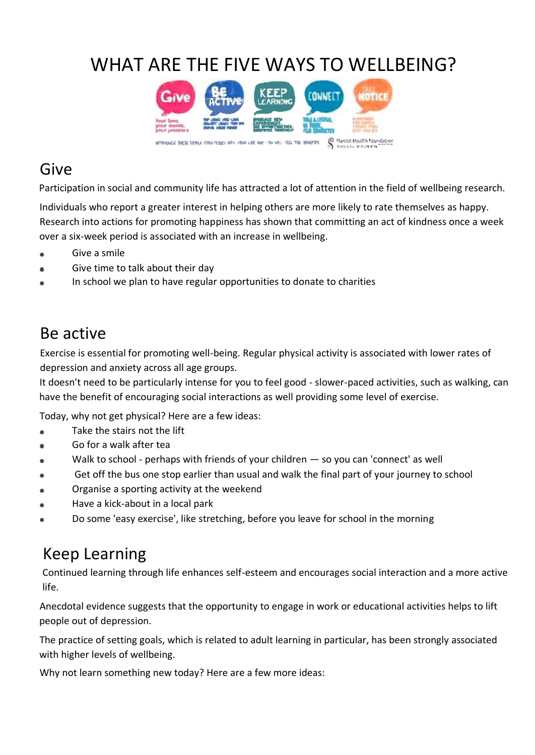# WHAT ARE THE FIVE WAYS TO WELLBEING?

## Give

Participation in social and community life has attracted a lot of attention in the field of wellbeing research.

Individuals who report a greater interest in helping others are more likely to rate themselves as happy. Research into actions for promoting happiness has shown that committing an act of kindness once a week over a six-week period is associated with an increase in wellbeing.

- Give a smile
- Give time to talk about their day
- In school we plan to have regular opportunities to donate to charities

## Be active

Exercise is essential for promoting well-being. Regular physical activity is associated with lower rates of depression and anxiety across all age groups.

It doesn't need to be particularly intense for you to feel good - slower-paced activities, such as walking, can have the benefit of encouraging social interactions as well providing some level of exercise.

Today, why not get physical? Here are a few ideas:

- Take the stairs not the lift
- Go for a walk after tea
- Walk to school - perhaps with friends of your children — so you can 'connect' as well
- Get off the bus one stop earlier than usual and walk the final part of your journey to school
- Organise a sporting activity at the weekend
- Have a kick-about in a local park
- Do some 'easy exercise', like stretching, before you leave for school in the morning

## Keep Learning

Continued learning through life enhances self-esteem and encourages social interaction and a more active life.

Anecdotal evidence suggests that the opportunity to engage in work or educational activities helps to lift people out of depression.

The practice of setting goals, which is related to adult learning in particular, has been strongly associated with higher levels of wellbeing.

Why not learn something new today? Here are a few more ideas: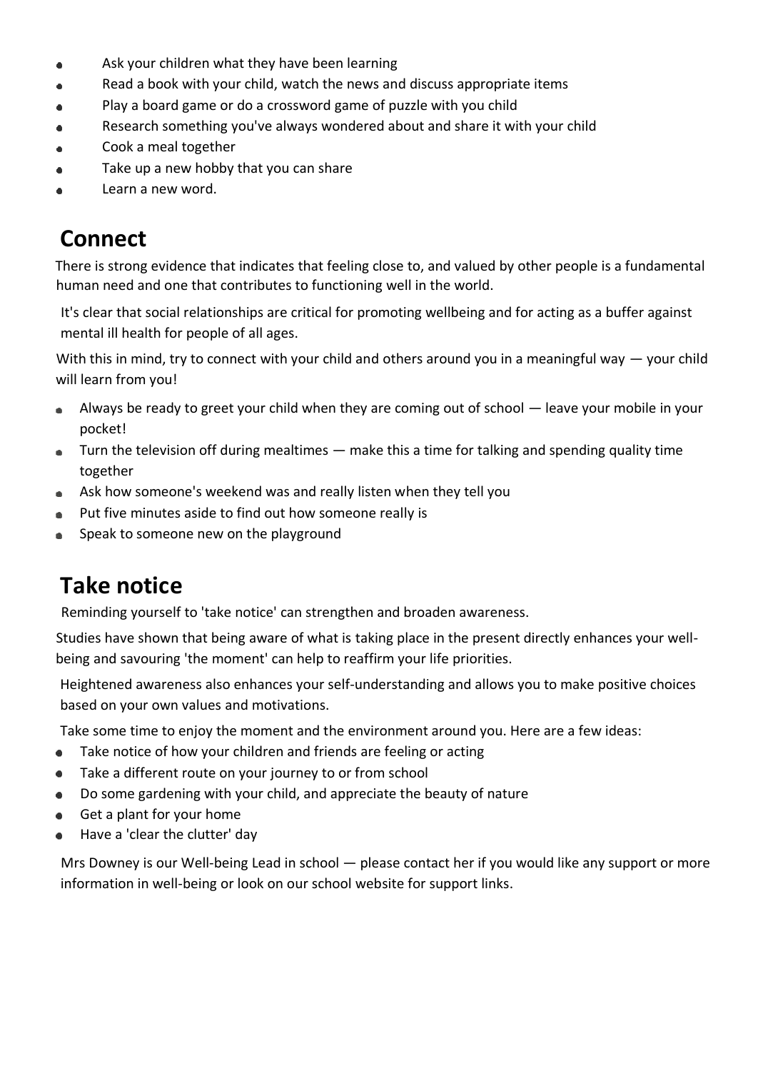- Ask your children what they have been learning
- Read a book with your child, watch the news and discuss appropriate items
- Play a board game or do a crossword game of puzzle with you child
- Research something you've always wondered about and share it with your child
- Cook a meal together
- Take up a new hobby that you can share
- Learn a new word.

## Connect

There is strong evidence that indicates that feeling close to, and valued by other people is a fundamental human need and one that contributes to functioning well in the world.

It's clear that social relationships are critical for promoting wellbeing and for acting as a buffer against mental ill health for people of all ages.

With this in mind, try to connect with your child and others around you in a meaningful way — your child will learn from you!

- Always be ready to greet your child when they are coming out of school — leave your mobile in your pocket!
- Turn the television off during mealtimes — make this a time for talking and spending quality time together
- Ask how someone's weekend was and really listen when they tell you
- Put five minutes aside to find out how someone really is
- Speak to someone new on the playground

## Take notice

Reminding yourself to 'take notice' can strengthen and broaden awareness.

Studies have shown that being aware of what is taking place in the present directly enhances your well-being and savouring 'the moment' can help to reaffirm your life priorities.

Heightened awareness also enhances your self-understanding and allows you to make positive choices based on your own values and motivations.

Take some time to enjoy the moment and the environment around you. Here are a few ideas:

- Take notice of how your children and friends are feeling or acting
- Take a different route on your journey to or from school
- Do some gardening with your child, and appreciate the beauty of nature
- Get a plant for your home
- Have a 'clear the clutter' day

Mrs Downey is our Well-being Lead in school — please contact her if you would like any support or more information in well-being or look on our school website for support links.